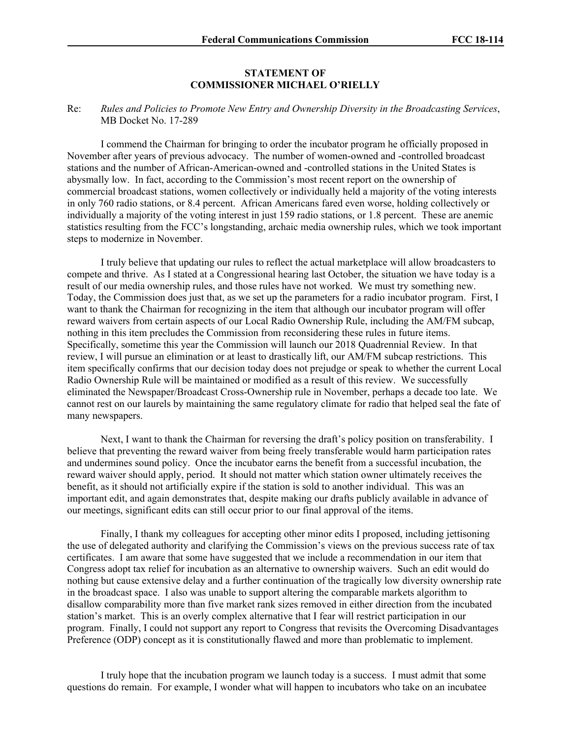**STATEMENT OF**
**COMMISSIONER MICHAEL O'RIELLY**

Re: *Rules and Policies to Promote New Entry and Ownership Diversity in the Broadcasting Services*, MB Docket No. 17-289

I commend the Chairman for bringing to order the incubator program he officially proposed in November after years of previous advocacy. The number of women-owned and -controlled broadcast stations and the number of African-American-owned and -controlled stations in the United States is abysmally low. In fact, according to the Commission's most recent report on the ownership of commercial broadcast stations, women collectively or individually held a majority of the voting interests in only 760 radio stations, or 8.4 percent. African Americans fared even worse, holding collectively or individually a majority of the voting interest in just 159 radio stations, or 1.8 percent. These are anemic statistics resulting from the FCC's longstanding, archaic media ownership rules, which we took important steps to modernize in November.

I truly believe that updating our rules to reflect the actual marketplace will allow broadcasters to compete and thrive. As I stated at a Congressional hearing last October, the situation we have today is a result of our media ownership rules, and those rules have not worked. We must try something new. Today, the Commission does just that, as we set up the parameters for a radio incubator program. First, I want to thank the Chairman for recognizing in the item that although our incubator program will offer reward waivers from certain aspects of our Local Radio Ownership Rule, including the AM/FM subcap, nothing in this item precludes the Commission from reconsidering these rules in future items. Specifically, sometime this year the Commission will launch our 2018 Quadrennial Review. In that review, I will pursue an elimination or at least to drastically lift, our AM/FM subcap restrictions. This item specifically confirms that our decision today does not prejudge or speak to whether the current Local Radio Ownership Rule will be maintained or modified as a result of this review. We successfully eliminated the Newspaper/Broadcast Cross-Ownership rule in November, perhaps a decade too late. We cannot rest on our laurels by maintaining the same regulatory climate for radio that helped seal the fate of many newspapers.

Next, I want to thank the Chairman for reversing the draft's policy position on transferability. I believe that preventing the reward waiver from being freely transferable would harm participation rates and undermines sound policy. Once the incubator earns the benefit from a successful incubation, the reward waiver should apply, period. It should not matter which station owner ultimately receives the benefit, as it should not artificially expire if the station is sold to another individual. This was an important edit, and again demonstrates that, despite making our drafts publicly available in advance of our meetings, significant edits can still occur prior to our final approval of the items.

Finally, I thank my colleagues for accepting other minor edits I proposed, including jettisoning the use of delegated authority and clarifying the Commission's views on the previous success rate of tax certificates. I am aware that some have suggested that we include a recommendation in our item that Congress adopt tax relief for incubation as an alternative to ownership waivers. Such an edit would do nothing but cause extensive delay and a further continuation of the tragically low diversity ownership rate in the broadcast space. I also was unable to support altering the comparable markets algorithm to disallow comparability more than five market rank sizes removed in either direction from the incubated station's market. This is an overly complex alternative that I fear will restrict participation in our program. Finally, I could not support any report to Congress that revisits the Overcoming Disadvantages Preference (ODP) concept as it is constitutionally flawed and more than problematic to implement.

I truly hope that the incubation program we launch today is a success. I must admit that some questions do remain. For example, I wonder what will happen to incubators who take on an incubatee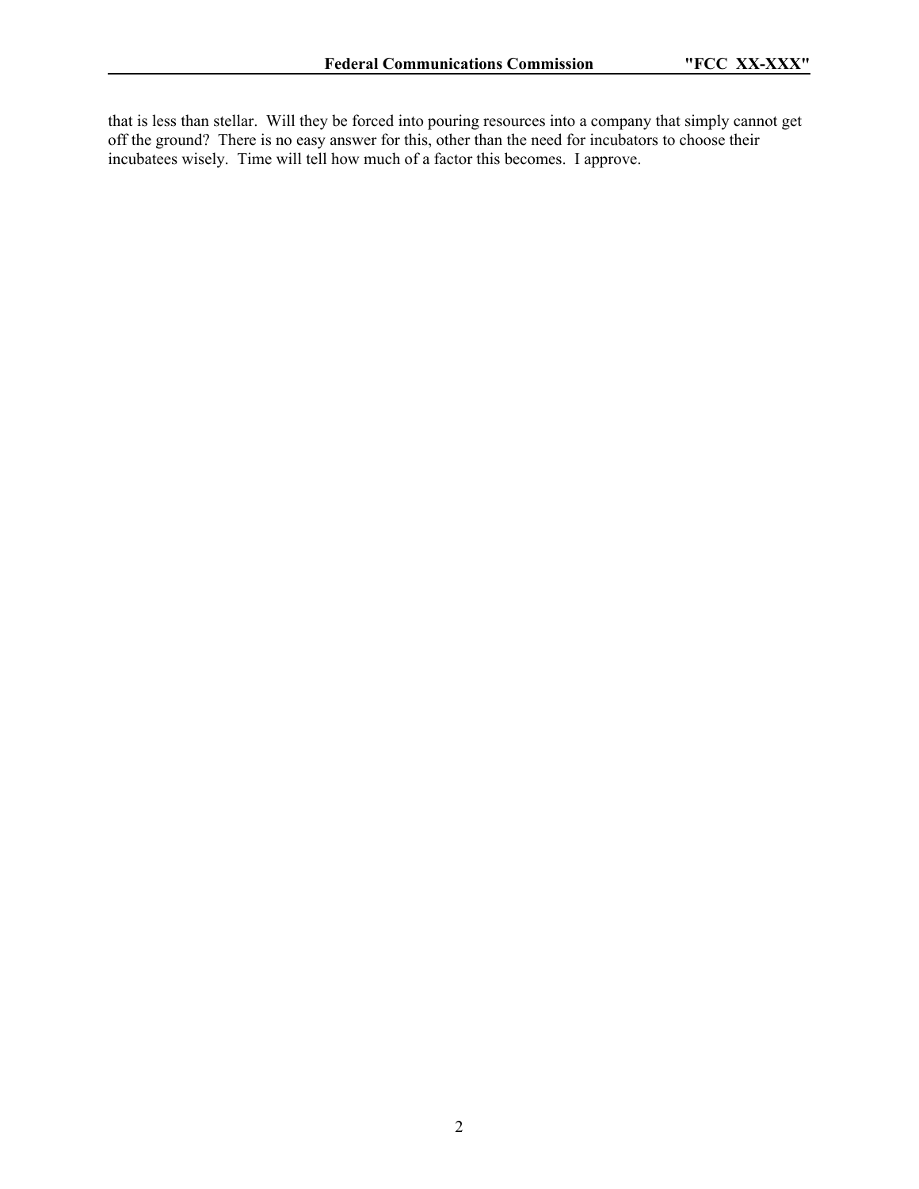that is less than stellar. Will they be forced into pouring resources into a company that simply cannot get off the ground? There is no easy answer for this, other than the need for incubators to choose their incubatees wisely. Time will tell how much of a factor this becomes. I approve.